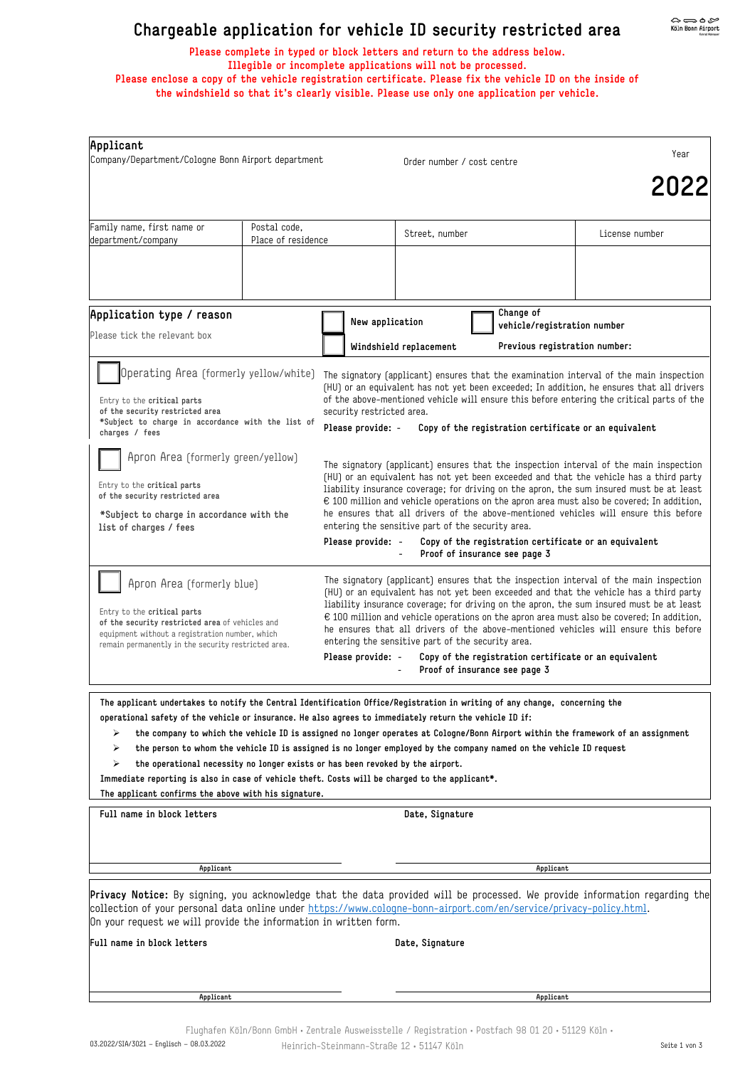# Chargeable application for vehicle ID security restricted area

**Please complete in typed or block letters and return to the address below.**
**Illegible or incomplete applications will not be processed.**
**Please enclose a copy of the vehicle registration certificate. Please fix the vehicle ID on the inside of the windshield so that it's clearly visible. Please use only one application per vehicle.**

## Applicant

| Company/Department/Cologne Bonn Airport department | | Order number / cost centre | Year **2022** |
|---|---|---|---|
| Family name, first name or department/company | Postal code, Place of residence | Street, number | License number |
| | | | |

## Application type / reason

Please tick the relevant box

☐ New application ☐ Change of vehicle/registration number
☐ Windshield replacement — Previous registration number:

| | |
|---|---|
| ☐ Operating Area (formerly yellow/white)<br><br>Entry to the **critical parts** of the security restricted area<br>*Subject to charge in accordance with the list of charges / fees | The signatory (applicant) ensures that the examination interval of the main inspection (HU) or an equivalent has not yet been exceeded; In addition, he ensures that all drivers of the above-mentioned vehicle will ensure this before entering the critical parts of the security restricted area.<br><br>**Please provide:** - Copy of the registration certificate or an equivalent |
| ☐ Apron Area (formerly green/yellow)<br><br>Entry to the **critical parts** of the security restricted area<br><br>**\*Subject to charge in accordance with the list of charges / fees** | The signatory (applicant) ensures that the inspection interval of the main inspection (HU) or an equivalent has not yet been exceeded and that the vehicle has a third party liability insurance coverage; for driving on the apron, the sum insured must be at least € 100 million and vehicle operations on the apron area must also be covered; In addition, he ensures that all drivers of the above-mentioned vehicles will ensure this before entering the sensitive part of the security area.<br><br>**Please provide:** - Copy of the registration certificate or an equivalent<br>- Proof of insurance see page 3 |
| ☐ Apron Area (formerly blue)<br><br>Entry to the **critical parts of the security restricted area** of vehicles and equipment without a registration number, which remain permanently in the security restricted area. | The signatory (applicant) ensures that the inspection interval of the main inspection (HU) or an equivalent has not yet been exceeded and that the vehicle has a third party liability insurance coverage; for driving on the apron, the sum insured must be at least € 100 million and vehicle operations on the apron area must also be covered; In addition, he ensures that all drivers of the above-mentioned vehicles will ensure this before entering the sensitive part of the security area.<br><br>**Please provide:** - Copy of the registration certificate or an equivalent<br>- Proof of insurance see page 3 |

**The applicant undertakes to notify the Central Identification Office/Registration in writing of any change, concerning the operational safety of the vehicle or insurance. He also agrees to immediately return the vehicle ID if:**

- **the company to which the vehicle ID is assigned no longer operates at Cologne/Bonn Airport within the framework of an assignment**
- **the person to whom the vehicle ID is assigned is no longer employed by the company named on the vehicle ID request**
- **the operational necessity no longer exists or has been revoked by the airport.**

**Immediate reporting is also in case of vehicle theft. Costs will be charged to the applicant\*.**
**The applicant confirms the above with his signature.**

| Full name in block letters | Date, Signature |
|---|---|
| | |
| Applicant | Applicant |

**Privacy Notice:** By signing, you acknowledge that the data provided will be processed. We provide information regarding the collection of your personal data online under https://www.cologne-bonn-airport.com/en/service/privacy-policy.html.
On your request we will provide the information in written form.

| Full name in block letters | Date, Signature |
|---|---|
| | |
| Applicant | Applicant |

Flughafen Köln/Bonn GmbH • Zentrale Ausweisstelle / Registration • Postfach 98 01 20 • 51129 Köln • Heinrich-Steinmann-Straße 12 • 51147 Köln

03.2022/SIA/3021 – Englisch – 08.03.2022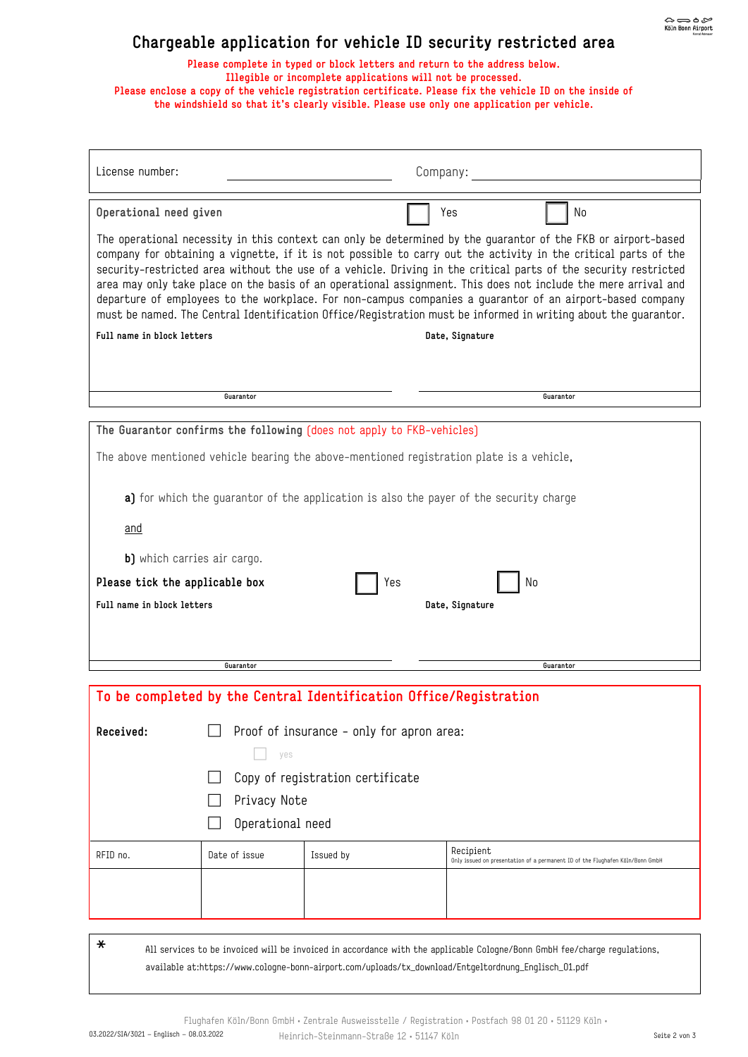# Chargeable application for vehicle ID security restricted area

**Please complete in typed or block letters and return to the address below.**
**Illegible or incomplete applications will not be processed.**
**Please enclose a copy of the vehicle registration certificate. Please fix the vehicle ID on the inside of the windshield so that it's clearly visible. Please use only one application per vehicle.**

License number: ____________________ Company: ____________________

**Operational need given** ☐ Yes ☐ No

The operational necessity in this context can only be determined by the guarantor of the FKB or airport-based company for obtaining a vignette, if it is not possible to carry out the activity in the critical parts of the security-restricted area without the use of a vehicle. Driving in the critical parts of the security restricted area may only take place on the basis of an operational assignment. This does not include the mere arrival and departure of employees to the workplace. For non-campus companies a guarantor of an airport-based company must be named. The Central Identification Office/Registration must be informed in writing about the guarantor.

**Full name in block letters** **Date, Signature**

____________________ ____________________
Guarantor Guarantor

**The Guarantor confirms the following** (does not apply to FKB-vehicles)

The above mentioned vehicle bearing the above-mentioned registration plate is a vehicle,

**a)** for which the guarantor of the application is also the payer of the security charge

and

**b)** which carries air cargo.

**Please tick the applicable box** ☐ Yes ☐ No

**Full name in block letters** **Date, Signature**

____________________ ____________________
Guarantor Guarantor

## To be completed by the Central Identification Office/Registration

**Received:**

- ☐ Proof of insurance – only for apron area:
  - ☐ yes
- ☐ Copy of registration certificate
- ☐ Privacy Note
- ☐ Operational need

| RFID no. | Date of issue | Issued by | Recipient<br>Only issued on presentation of a permanent ID of the Flughafen Köln/Bonn GmbH |
|---|---|---|---|
| | | | |

\* All services to be invoiced will be invoiced in accordance with the applicable Cologne/Bonn GmbH fee/charge regulations, available at:https://www.cologne-bonn-airport.com/uploads/tx_download/Entgeltordnung_Englisch_01.pdf

Flughafen Köln/Bonn GmbH • Zentrale Ausweisstelle / Registration • Postfach 98 01 20 • 51129 Köln • Heinrich-Steinmann-Straße 12 • 51147 Köln

03.2022/SIA/3021 – Englisch – 08.03.2022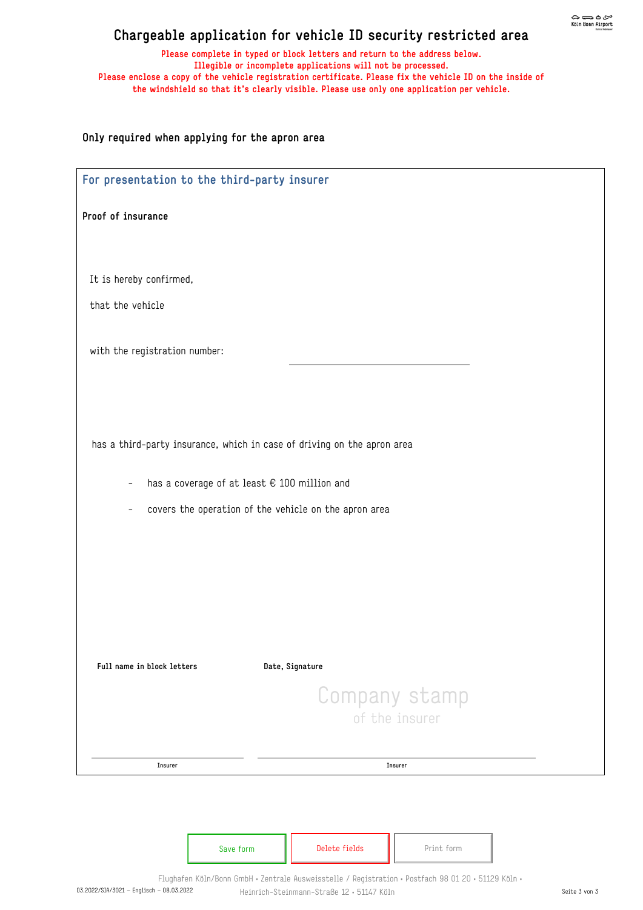# Chargeable application for vehicle ID security restricted area

**Please complete in typed or block letters and return to the address below.**
**Illegible or incomplete applications will not be processed.**
**Please enclose a copy of the vehicle registration certificate. Please fix the vehicle ID on the inside of the windshield so that it's clearly visible. Please use only one application per vehicle.**

**Only required when applying for the apron area**

## For presentation to the third-party insurer

**Proof of insurance**

It is hereby confirmed,

that the vehicle

with the registration number: ______________________

has a third-party insurance, which in case of driving on the apron area

- has a coverage of at least € 100 million and
- covers the operation of the vehicle on the apron area

**Full name in block letters** | **Date, Signature**

Company stamp of the insurer

______________________ Insurer | ______________________ Insurer

Save form | Delete fields | Print form

Flughafen Köln/Bonn GmbH • Zentrale Ausweisstelle / Registration • Postfach 98 01 20 • 51129 Köln • Heinrich-Steinmann-Straße 12 • 51147 Köln

03.2022/SIA/3021 – Englisch – 08.03.2022